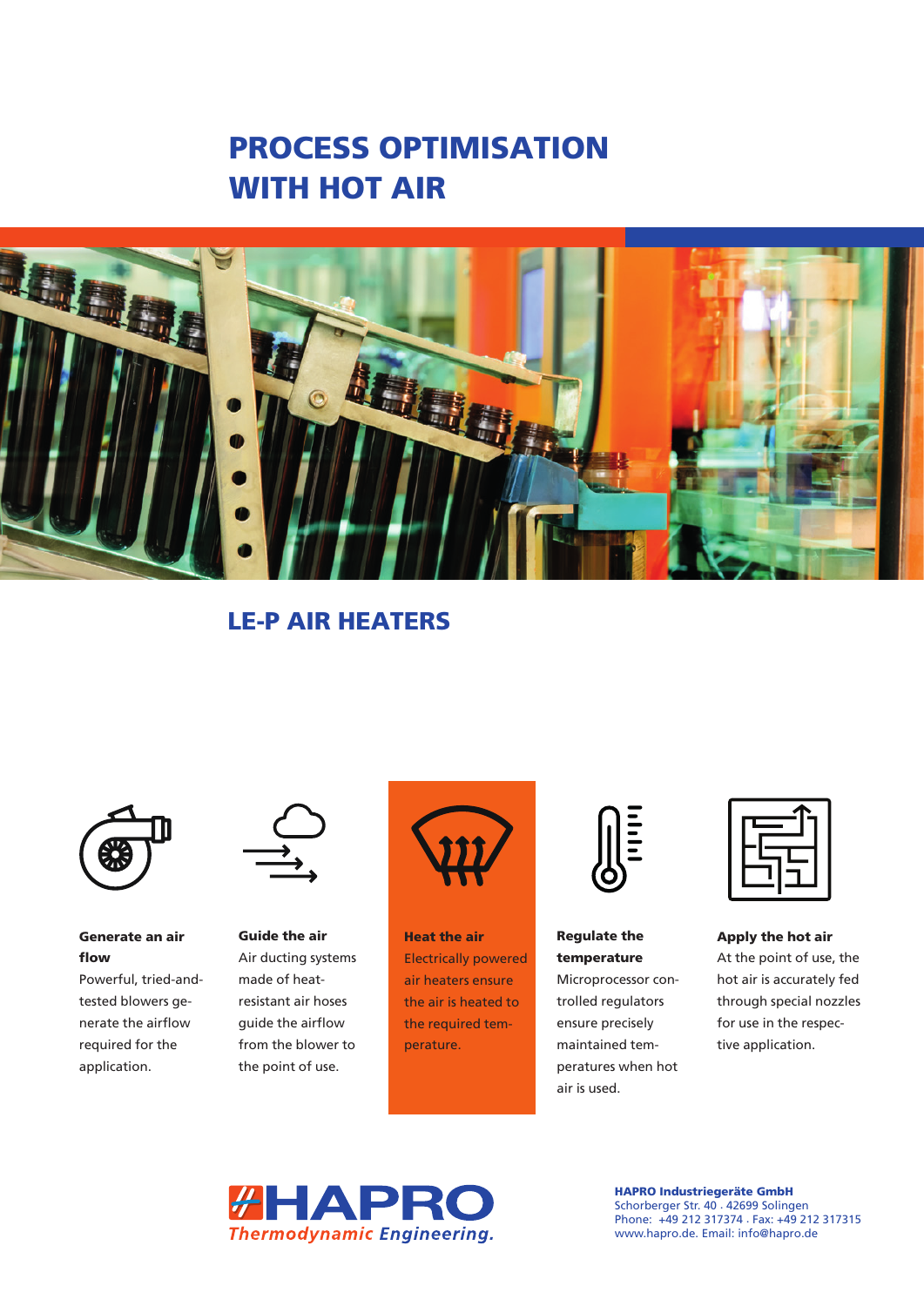# PROCESS OPTIMISATION WITH HOT AIR

## LE-P AIR HEATERS

**Generate an air flow**
Powerful, tried-and-tested blowers generate the airflow required for the application.

**Guide the air**
Air ducting systems made of heat-resistant air hoses guide the airflow from the blower to the point of use.

**Heat the air**
Electrically powered air heaters ensure the air is heated to the required temperature.

**Regulate the temperature**
Microprocessor controlled regulators ensure precisely maintained temperatures when hot air is used.

**Apply the hot air**
At the point of use, the hot air is accurately fed through special nozzles for use in the respective application.

HAPRO
*Thermodynamic Engineering.*

**HAPRO Industriegeräte GmbH**
Schorberger Str. 40 . 42699 Solingen
Phone: +49 212 317374 . Fax: +49 212 317315
www.hapro.de. Email: info@hapro.de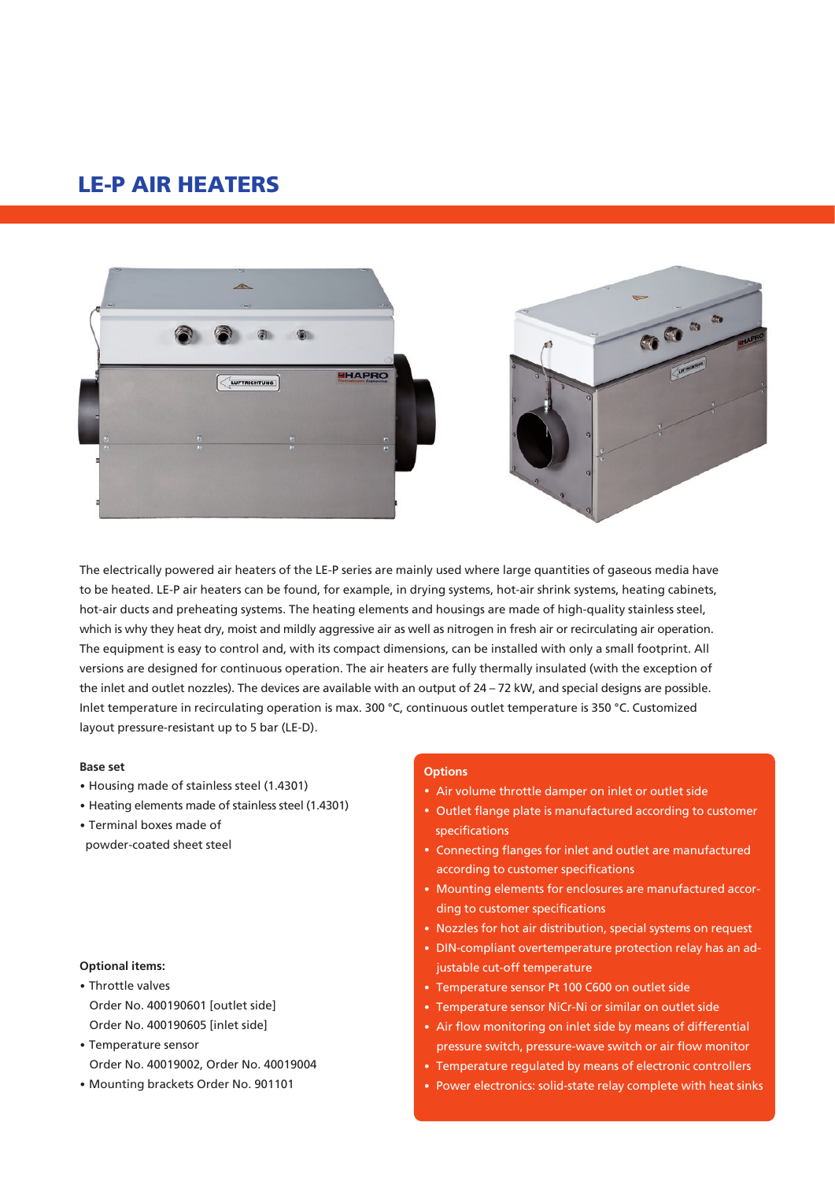# LE-P AIR HEATERS

The electrically powered air heaters of the LE-P series are mainly used where large quantities of gaseous media have to be heated. LE-P air heaters can be found, for example, in drying systems, hot-air shrink systems, heating cabinets, hot-air ducts and preheating systems. The heating elements and housings are made of high-quality stainless steel, which is why they heat dry, moist and mildly aggressive air as well as nitrogen in fresh air or recirculating air operation. The equipment is easy to control and, with its compact dimensions, can be installed with only a small footprint. All versions are designed for continuous operation. The air heaters are fully thermally insulated (with the exception of the inlet and outlet nozzles). The devices are available with an output of 24 – 72 kW, and special designs are possible. Inlet temperature in recirculating operation is max. 300 °C, continuous outlet temperature is 350 °C. Customized layout pressure-resistant up to 5 bar (LE-D).

**Base set**

- Housing made of stainless steel (1.4301)
- Heating elements made of stainless steel (1.4301)
- Terminal boxes made of powder-coated sheet steel

**Optional items:**

- Throttle valves
  Order No. 400190601 [outlet side]
  Order No. 400190605 [inlet side]
- Temperature sensor
  Order No. 40019002, Order No. 40019004
- Mounting brackets Order No. 901101

**Options**

- Air volume throttle damper on inlet or outlet side
- Outlet flange plate is manufactured according to customer specifications
- Connecting flanges for inlet and outlet are manufactured according to customer specifications
- Mounting elements for enclosures are manufactured according to customer specifications
- Nozzles for hot air distribution, special systems on request
- DIN-compliant overtemperature protection relay has an adjustable cut-off temperature
- Temperature sensor Pt 100 C600 on outlet side
- Temperature sensor NiCr-Ni or similar on outlet side
- Air flow monitoring on inlet side by means of differential pressure switch, pressure-wave switch or air flow monitor
- Temperature regulated by means of electronic controllers
- Power electronics: solid-state relay complete with heat sinks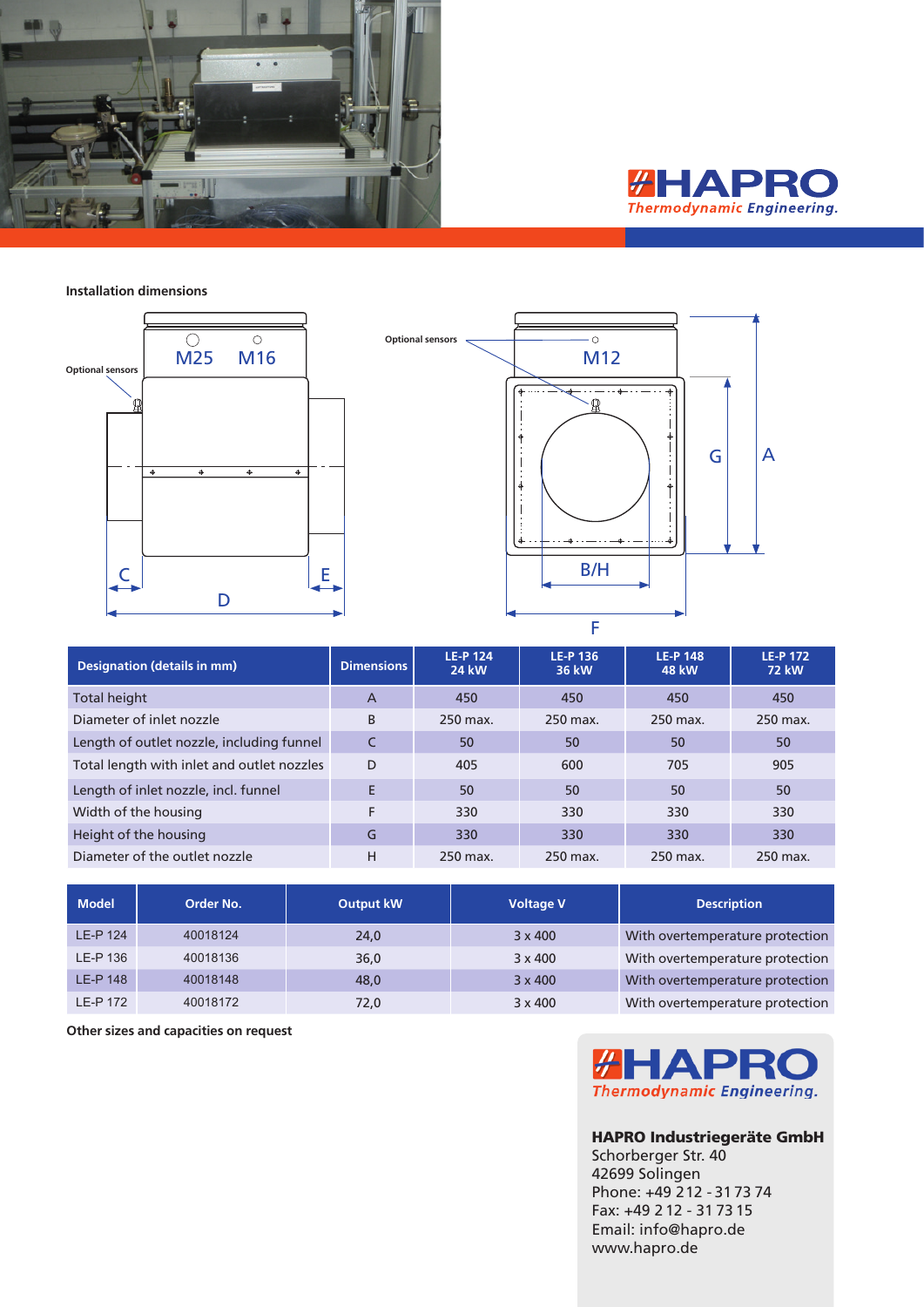HAPRO
Thermodynamic Engineering.

**Installation dimensions**

Optional sensors
M25 M16
C
E
D

Optional sensors
M12
G
A
B/H
F

| Designation (details in mm) | Dimensions | LE-P 124 24 kW | LE-P 136 36 kW | LE-P 148 48 kW | LE-P 172 72 kW |
|---|---|---|---|---|---|
| Total height | A | 450 | 450 | 450 | 450 |
| Diameter of inlet nozzle | B | 250 max. | 250 max. | 250 max. | 250 max. |
| Length of outlet nozzle, including funnel | C | 50 | 50 | 50 | 50 |
| Total length with inlet and outlet nozzles | D | 405 | 600 | 705 | 905 |
| Length of inlet nozzle, incl. funnel | E | 50 | 50 | 50 | 50 |
| Width of the housing | F | 330 | 330 | 330 | 330 |
| Height of the housing | G | 330 | 330 | 330 | 330 |
| Diameter of the outlet nozzle | H | 250 max. | 250 max. | 250 max. | 250 max. |

| Model | Order No. | Output kW | Voltage V | Description |
|---|---|---|---|---|
| LE-P 124 | 40018124 | 24,0 | 3 x 400 | With overtemperature protection |
| LE-P 136 | 40018136 | 36,0 | 3 x 400 | With overtemperature protection |
| LE-P 148 | 40018148 | 48,0 | 3 x 400 | With overtemperature protection |
| LE-P 172 | 40018172 | 72,0 | 3 x 400 | With overtemperature protection |

**Other sizes and capacities on request**

HAPRO
Thermodynamic Engineering.

**HAPRO Industriegeräte GmbH**
Schorberger Str. 40
42699 Solingen
Phone: +49 212 - 31 73 74
Fax: +49 2 12 - 31 73 15
Email: info@hapro.de
www.hapro.de